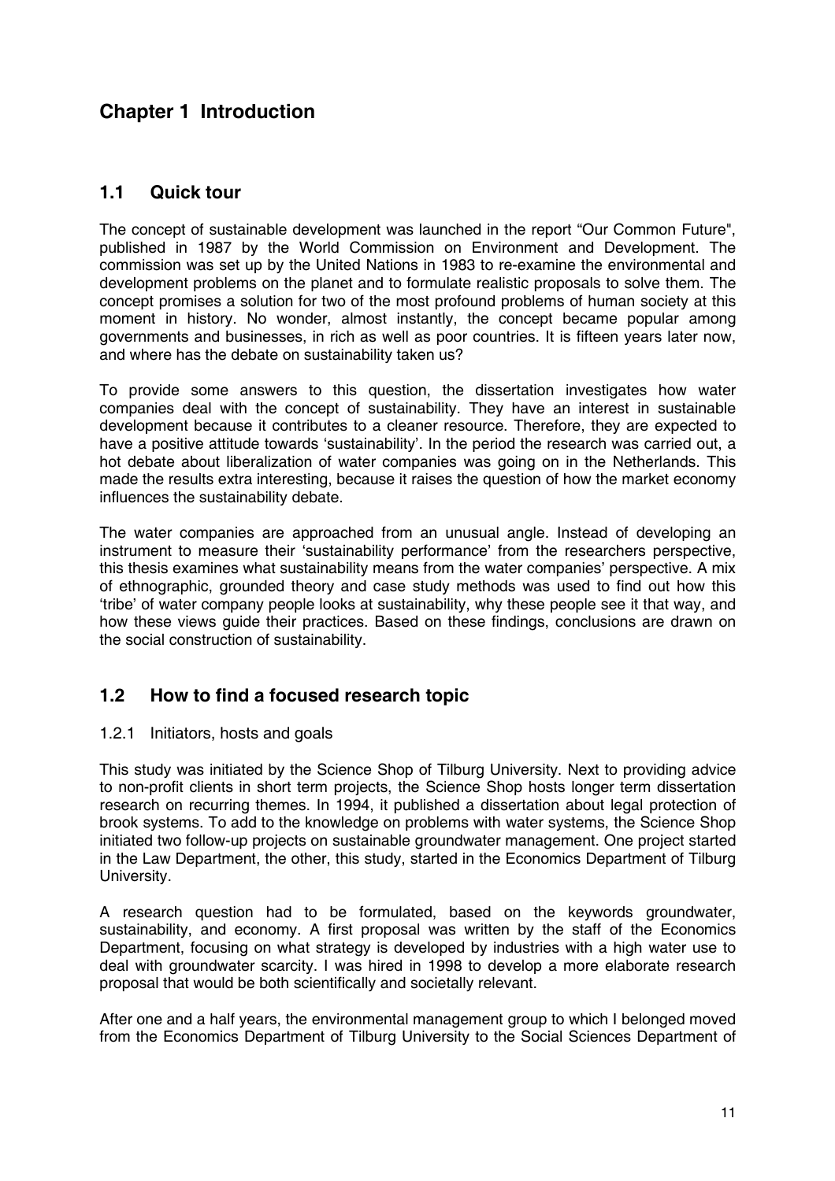# Chapter 1 Introduction

## 1.1 Quick tour

The concept of sustainable development was launched in the report "Our Common Future", published in 1987 by the World Commission on Environment and Development. The commission was set up by the United Nations in 1983 to re-examine the environmental and development problems on the planet and to formulate realistic proposals to solve them. The concept promises a solution for two of the most profound problems of human society at this moment in history. No wonder, almost instantly, the concept became popular among governments and businesses, in rich as well as poor countries. It is fifteen years later now, and where has the debate on sustainability taken us?

To provide some answers to this question, the dissertation investigates how water companies deal with the concept of sustainability. They have an interest in sustainable development because it contributes to a cleaner resource. Therefore, they are expected to have a positive attitude towards 'sustainability'. In the period the research was carried out, a hot debate about liberalization of water companies was going on in the Netherlands. This made the results extra interesting, because it raises the question of how the market economy influences the sustainability debate.

The water companies are approached from an unusual angle. Instead of developing an instrument to measure their 'sustainability performance' from the researchers perspective, this thesis examines what sustainability means from the water companies' perspective. A mix of ethnographic, grounded theory and case study methods was used to find out how this 'tribe' of water company people looks at sustainability, why these people see it that way, and how these views guide their practices. Based on these findings, conclusions are drawn on the social construction of sustainability.

## 1.2 How to find a focused research topic

### 1.2.1 Initiators, hosts and goals

This study was initiated by the Science Shop of Tilburg University. Next to providing advice to non-profit clients in short term projects, the Science Shop hosts longer term dissertation research on recurring themes. In 1994, it published a dissertation about legal protection of brook systems. To add to the knowledge on problems with water systems, the Science Shop initiated two follow-up projects on sustainable groundwater management. One project started in the Law Department, the other, this study, started in the Economics Department of Tilburg University.

A research question had to be formulated, based on the keywords groundwater, sustainability, and economy. A first proposal was written by the staff of the Economics Department, focusing on what strategy is developed by industries with a high water use to deal with groundwater scarcity. I was hired in 1998 to develop a more elaborate research proposal that would be both scientifically and societally relevant.

After one and a half years, the environmental management group to which I belonged moved from the Economics Department of Tilburg University to the Social Sciences Department of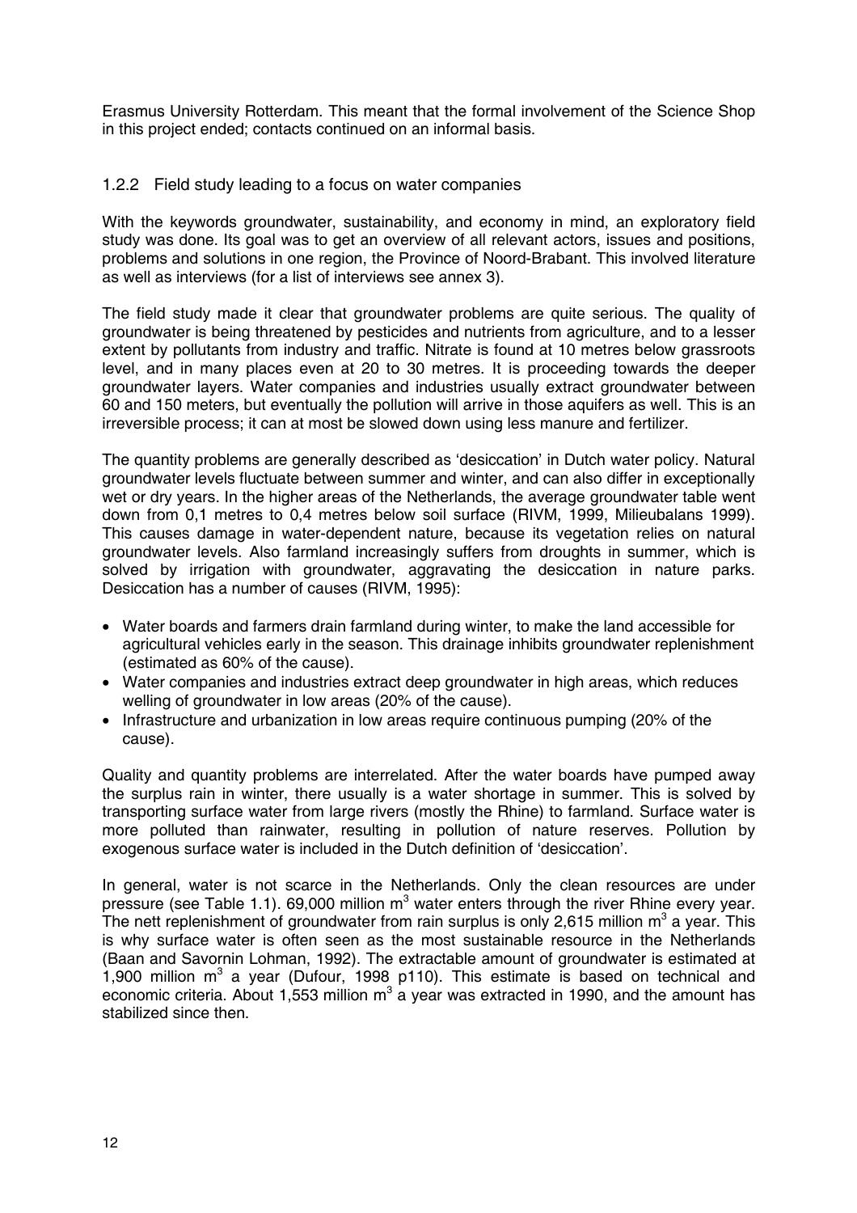Erasmus University Rotterdam. This meant that the formal involvement of the Science Shop in this project ended; contacts continued on an informal basis.

### 1.2.2 Field study leading to a focus on water companies

With the keywords groundwater, sustainability, and economy in mind, an exploratory field study was done. Its goal was to get an overview of all relevant actors, issues and positions, problems and solutions in one region, the Province of Noord-Brabant. This involved literature as well as interviews (for a list of interviews see annex 3).

The field study made it clear that groundwater problems are quite serious. The quality of groundwater is being threatened by pesticides and nutrients from agriculture, and to a lesser extent by pollutants from industry and traffic. Nitrate is found at 10 metres below grassroots level, and in many places even at 20 to 30 metres. It is proceeding towards the deeper groundwater layers. Water companies and industries usually extract groundwater between 60 and 150 meters, but eventually the pollution will arrive in those aquifers as well. This is an irreversible process; it can at most be slowed down using less manure and fertilizer.

The quantity problems are generally described as 'desiccation' in Dutch water policy. Natural groundwater levels fluctuate between summer and winter, and can also differ in exceptionally wet or dry years. In the higher areas of the Netherlands, the average groundwater table went down from 0,1 metres to 0,4 metres below soil surface (RIVM, 1999, Milieubalans 1999). This causes damage in water-dependent nature, because its vegetation relies on natural groundwater levels. Also farmland increasingly suffers from droughts in summer, which is solved by irrigation with groundwater, aggravating the desiccation in nature parks. Desiccation has a number of causes (RIVM, 1995):

- Water boards and farmers drain farmland during winter, to make the land accessible for agricultural vehicles early in the season. This drainage inhibits groundwater replenishment (estimated as 60% of the cause).
- Water companies and industries extract deep groundwater in high areas, which reduces welling of groundwater in low areas (20% of the cause).
- Infrastructure and urbanization in low areas require continuous pumping (20% of the cause).

Quality and quantity problems are interrelated. After the water boards have pumped away the surplus rain in winter, there usually is a water shortage in summer. This is solved by transporting surface water from large rivers (mostly the Rhine) to farmland. Surface water is more polluted than rainwater, resulting in pollution of nature reserves. Pollution by exogenous surface water is included in the Dutch definition of 'desiccation'.

In general, water is not scarce in the Netherlands. Only the clean resources are under pressure (see Table 1.1). 69,000 million $m^3$ water enters through the river Rhine every year. The nett replenishment of groundwater from rain surplus is only 2,615 million $m^3$ a year. This is why surface water is often seen as the most sustainable resource in the Netherlands (Baan and Savornin Lohman, 1992). The extractable amount of groundwater is estimated at 1,900 million $m^3$ a year (Dufour, 1998 p110). This estimate is based on technical and economic criteria. About 1,553 million $m^3$ a year was extracted in 1990, and the amount has stabilized since then.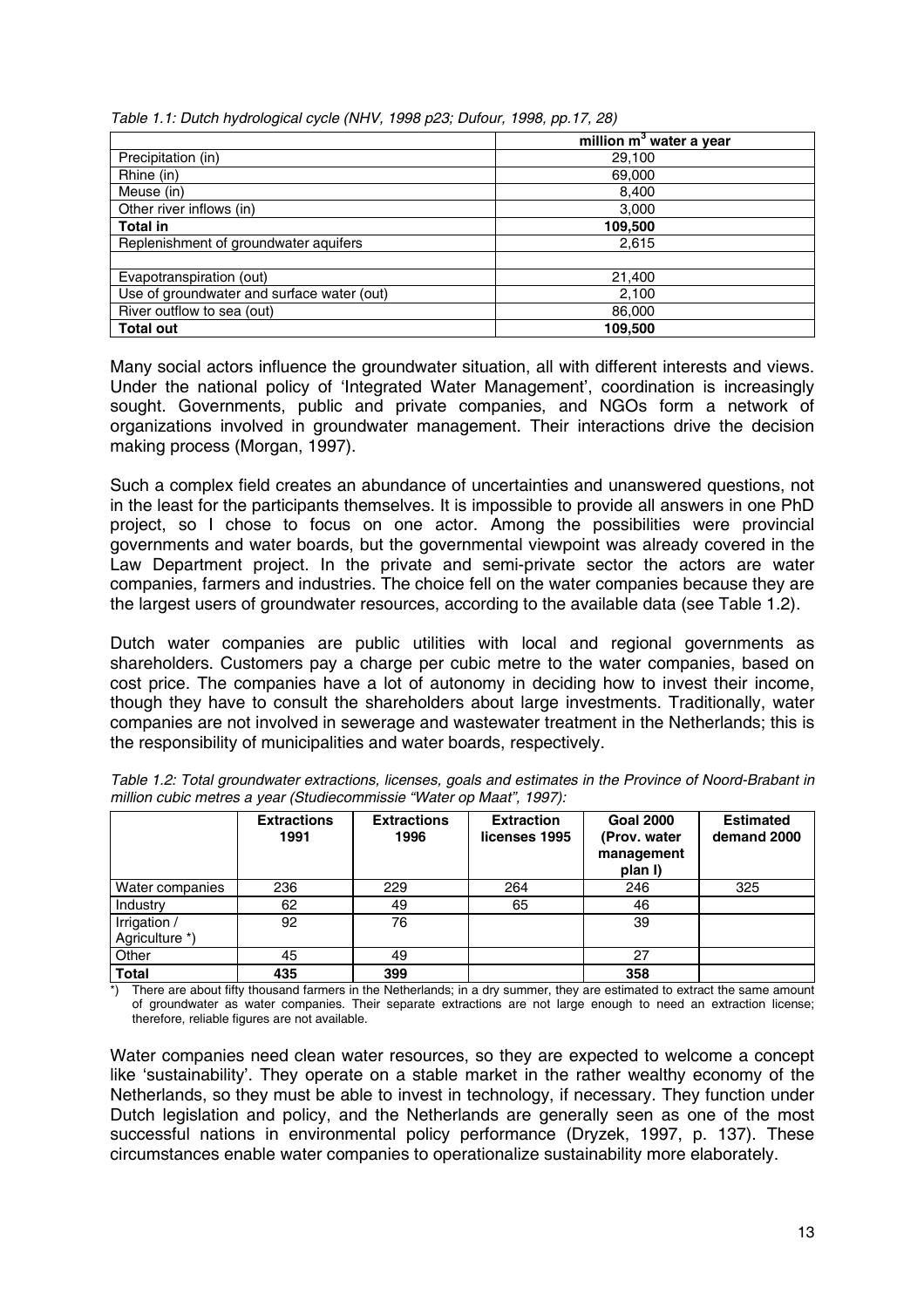*Table 1.1: Dutch hydrological cycle (NHV, 1998 p23; Dufour, 1998, pp.17, 28)*

| | million m$^3$ water a year |
|---|---|
| Precipitation (in) | 29,100 |
| Rhine (in) | 69,000 |
| Meuse (in) | 8,400 |
| Other river inflows (in) | 3,000 |
| **Total in** | **109,500** |
| Replenishment of groundwater aquifers | 2,615 |
| | |
| Evapotranspiration (out) | 21,400 |
| Use of groundwater and surface water (out) | 2,100 |
| River outflow to sea (out) | 86,000 |
| **Total out** | **109,500** |

Many social actors influence the groundwater situation, all with different interests and views. Under the national policy of 'Integrated Water Management', coordination is increasingly sought. Governments, public and private companies, and NGOs form a network of organizations involved in groundwater management. Their interactions drive the decision making process (Morgan, 1997).

Such a complex field creates an abundance of uncertainties and unanswered questions, not in the least for the participants themselves. It is impossible to provide all answers in one PhD project, so I chose to focus on one actor. Among the possibilities were provincial governments and water boards, but the governmental viewpoint was already covered in the Law Department project. In the private and semi-private sector the actors are water companies, farmers and industries. The choice fell on the water companies because they are the largest users of groundwater resources, according to the available data (see Table 1.2).

Dutch water companies are public utilities with local and regional governments as shareholders. Customers pay a charge per cubic metre to the water companies, based on cost price. The companies have a lot of autonomy in deciding how to invest their income, though they have to consult the shareholders about large investments. Traditionally, water companies are not involved in sewerage and wastewater treatment in the Netherlands; this is the responsibility of municipalities and water boards, respectively.

*Table 1.2: Total groundwater extractions, licenses, goals and estimates in the Province of Noord-Brabant in million cubic metres a year (Studiecommissie "Water op Maat", 1997):*

| | **Extractions 1991** | **Extractions 1996** | **Extraction licenses 1995** | **Goal 2000 (Prov. water management plan I)** | **Estimated demand 2000** |
|---|---|---|---|---|---|
| Water companies | 236 | 229 | 264 | 246 | 325 |
| Industry | 62 | 49 | 65 | 46 | |
| Irrigation / Agriculture *) | 92 | 76 | | 39 | |
| Other | 45 | 49 | | 27 | |
| **Total** | **435** | **399** | | **358** | |

*) There are about fifty thousand farmers in the Netherlands; in a dry summer, they are estimated to extract the same amount of groundwater as water companies. Their separate extractions are not large enough to need an extraction license; therefore, reliable figures are not available.

Water companies need clean water resources, so they are expected to welcome a concept like 'sustainability'. They operate on a stable market in the rather wealthy economy of the Netherlands, so they must be able to invest in technology, if necessary. They function under Dutch legislation and policy, and the Netherlands are generally seen as one of the most successful nations in environmental policy performance (Dryzek, 1997, p. 137). These circumstances enable water companies to operationalize sustainability more elaborately.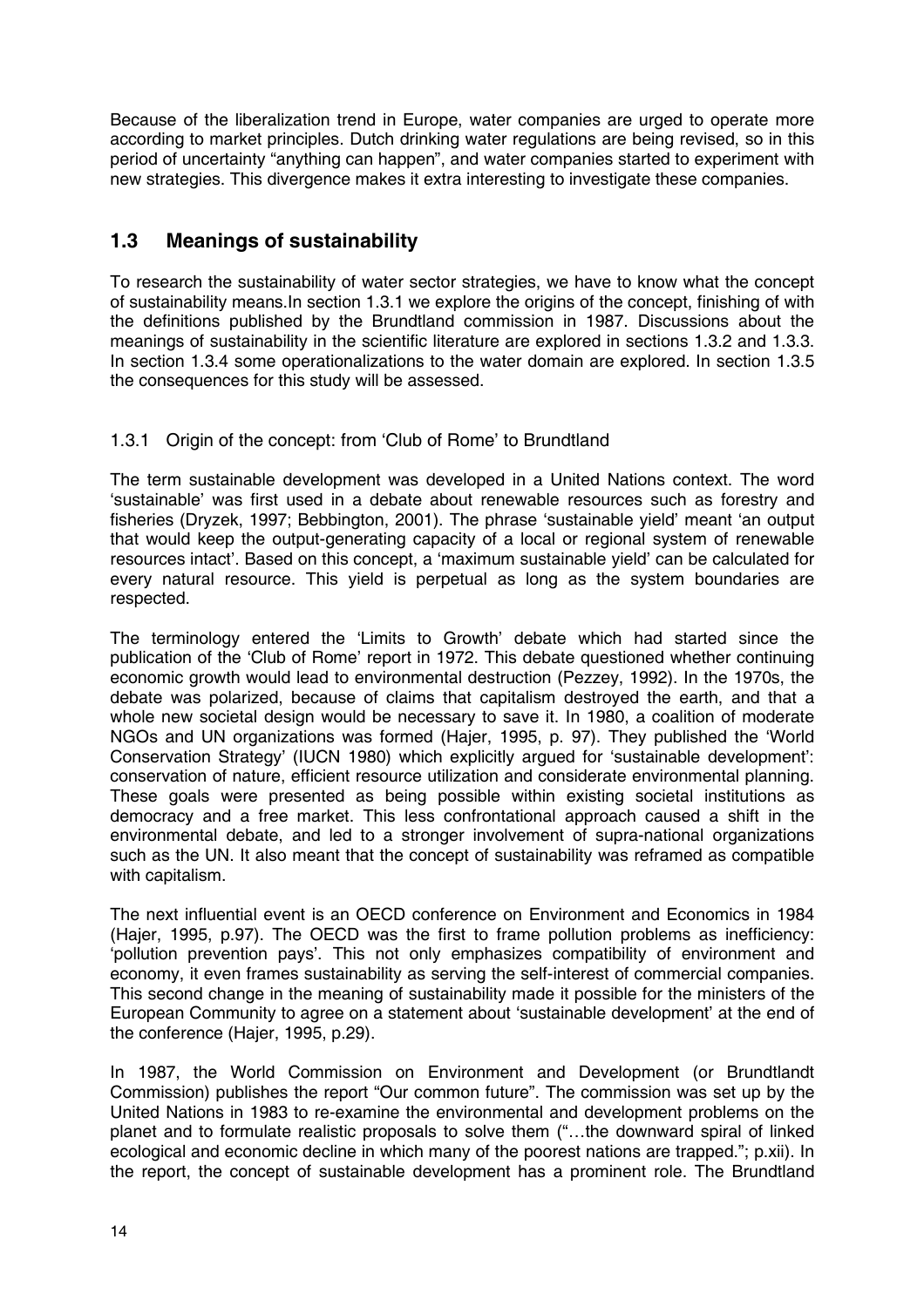Because of the liberalization trend in Europe, water companies are urged to operate more according to market principles. Dutch drinking water regulations are being revised, so in this period of uncertainty "anything can happen", and water companies started to experiment with new strategies. This divergence makes it extra interesting to investigate these companies.

## 1.3 Meanings of sustainability

To research the sustainability of water sector strategies, we have to know what the concept of sustainability means.In section 1.3.1 we explore the origins of the concept, finishing of with the definitions published by the Brundtland commission in 1987. Discussions about the meanings of sustainability in the scientific literature are explored in sections 1.3.2 and 1.3.3. In section 1.3.4 some operationalizations to the water domain are explored. In section 1.3.5 the consequences for this study will be assessed.

### 1.3.1 Origin of the concept: from 'Club of Rome' to Brundtland

The term sustainable development was developed in a United Nations context. The word 'sustainable' was first used in a debate about renewable resources such as forestry and fisheries (Dryzek, 1997; Bebbington, 2001). The phrase 'sustainable yield' meant 'an output that would keep the output-generating capacity of a local or regional system of renewable resources intact'. Based on this concept, a 'maximum sustainable yield' can be calculated for every natural resource. This yield is perpetual as long as the system boundaries are respected.

The terminology entered the 'Limits to Growth' debate which had started since the publication of the 'Club of Rome' report in 1972. This debate questioned whether continuing economic growth would lead to environmental destruction (Pezzey, 1992). In the 1970s, the debate was polarized, because of claims that capitalism destroyed the earth, and that a whole new societal design would be necessary to save it. In 1980, a coalition of moderate NGOs and UN organizations was formed (Hajer, 1995, p. 97). They published the 'World Conservation Strategy' (IUCN 1980) which explicitly argued for 'sustainable development': conservation of nature, efficient resource utilization and considerate environmental planning. These goals were presented as being possible within existing societal institutions as democracy and a free market. This less confrontational approach caused a shift in the environmental debate, and led to a stronger involvement of supra-national organizations such as the UN. It also meant that the concept of sustainability was reframed as compatible with capitalism.

The next influential event is an OECD conference on Environment and Economics in 1984 (Hajer, 1995, p.97). The OECD was the first to frame pollution problems as inefficiency: 'pollution prevention pays'. This not only emphasizes compatibility of environment and economy, it even frames sustainability as serving the self-interest of commercial companies. This second change in the meaning of sustainability made it possible for the ministers of the European Community to agree on a statement about 'sustainable development' at the end of the conference (Hajer, 1995, p.29).

In 1987, the World Commission on Environment and Development (or Brundtlandt Commission) publishes the report "Our common future". The commission was set up by the United Nations in 1983 to re-examine the environmental and development problems on the planet and to formulate realistic proposals to solve them ("…the downward spiral of linked ecological and economic decline in which many of the poorest nations are trapped."; p.xii). In the report, the concept of sustainable development has a prominent role. The Brundtland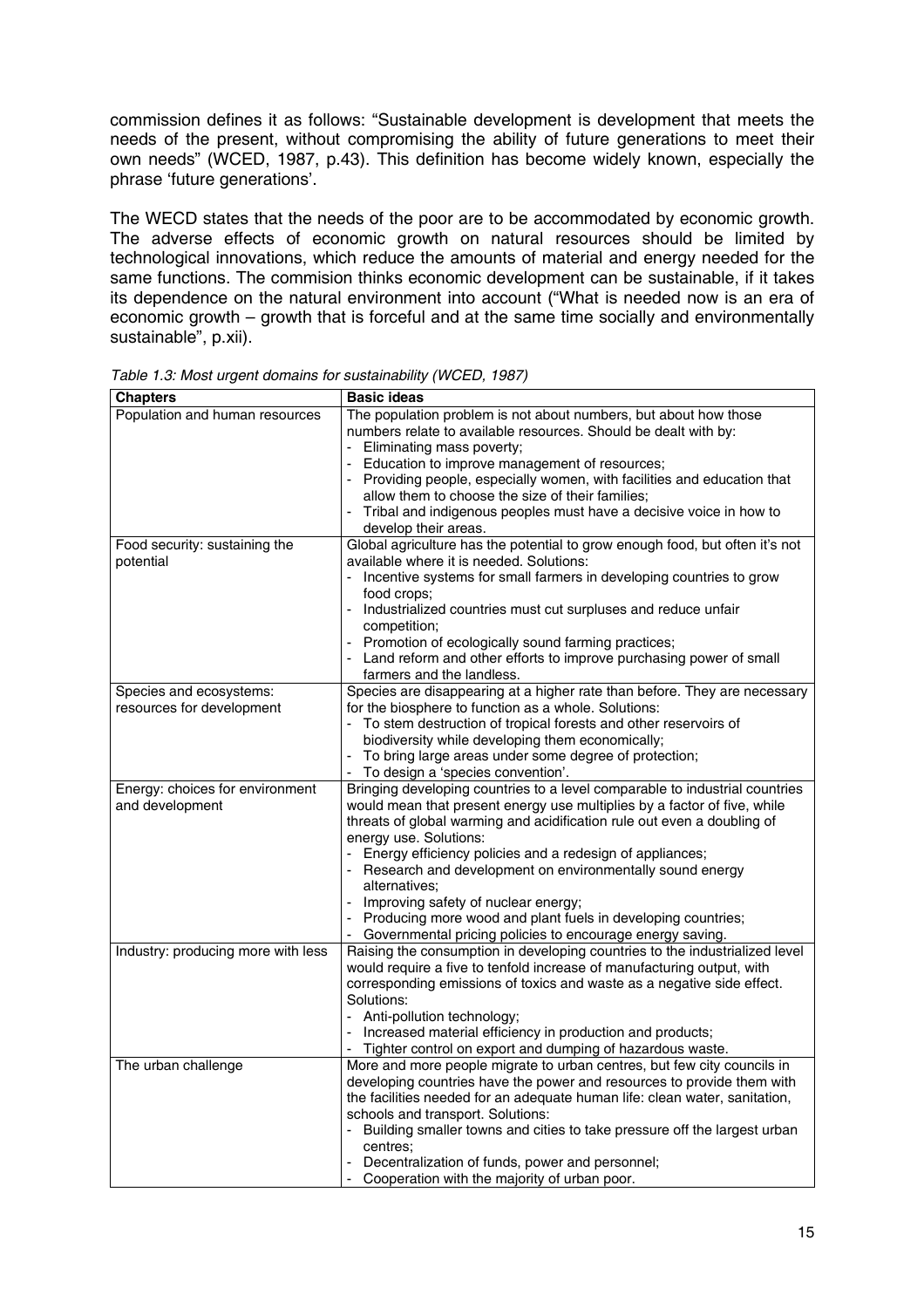commission defines it as follows: "Sustainable development is development that meets the needs of the present, without compromising the ability of future generations to meet their own needs" (WCED, 1987, p.43). This definition has become widely known, especially the phrase 'future generations'.

The WECD states that the needs of the poor are to be accommodated by economic growth. The adverse effects of economic growth on natural resources should be limited by technological innovations, which reduce the amounts of material and energy needed for the same functions. The commision thinks economic development can be sustainable, if it takes its dependence on the natural environment into account ("What is needed now is an era of economic growth – growth that is forceful and at the same time socially and environmentally sustainable", p.xii).

*Table 1.3: Most urgent domains for sustainability (WCED, 1987)*

| **Chapters** | **Basic ideas** |
|---|---|
| Population and human resources | The population problem is not about numbers, but about how those numbers relate to available resources. Should be dealt with by: <br>- Eliminating mass poverty; <br>- Education to improve management of resources; <br>- Providing people, especially women, with facilities and education that allow them to choose the size of their families; <br>- Tribal and indigenous peoples must have a decisive voice in how to develop their areas. |
| Food security: sustaining the potential | Global agriculture has the potential to grow enough food, but often it's not available where it is needed. Solutions: <br>- Incentive systems for small farmers in developing countries to grow food crops; <br>- Industrialized countries must cut surpluses and reduce unfair competition; <br>- Promotion of ecologically sound farming practices; <br>- Land reform and other efforts to improve purchasing power of small farmers and the landless. |
| Species and ecosystems: resources for development | Species are disappearing at a higher rate than before. They are necessary for the biosphere to function as a whole. Solutions: <br>- To stem destruction of tropical forests and other reservoirs of biodiversity while developing them economically; <br>- To bring large areas under some degree of protection; <br>- To design a 'species convention'. |
| Energy: choices for environment and development | Bringing developing countries to a level comparable to industrial countries would mean that present energy use multiplies by a factor of five, while threats of global warming and acidification rule out even a doubling of energy use. Solutions: <br>- Energy efficiency policies and a redesign of appliances; <br>- Research and development on environmentally sound energy alternatives; <br>- Improving safety of nuclear energy; <br>- Producing more wood and plant fuels in developing countries; <br>- Governmental pricing policies to encourage energy saving. |
| Industry: producing more with less | Raising the consumption in developing countries to the industrialized level would require a five to tenfold increase of manufacturing output, with corresponding emissions of toxics and waste as a negative side effect. Solutions: <br>- Anti-pollution technology; <br>- Increased material efficiency in production and products; <br>- Tighter control on export and dumping of hazardous waste. |
| The urban challenge | More and more people migrate to urban centres, but few city councils in developing countries have the power and resources to provide them with the facilities needed for an adequate human life: clean water, sanitation, schools and transport. Solutions: <br>- Building smaller towns and cities to take pressure off the largest urban centres; <br>- Decentralization of funds, power and personnel; <br>- Cooperation with the majority of urban poor. |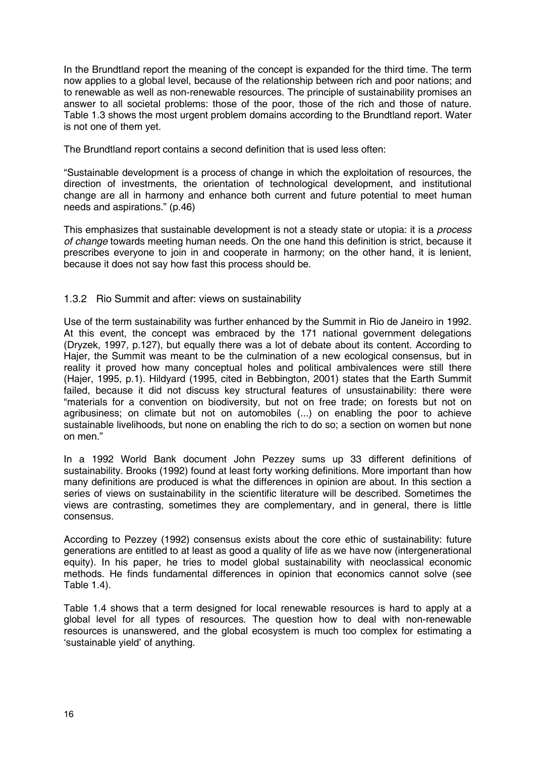In the Brundtland report the meaning of the concept is expanded for the third time. The term now applies to a global level, because of the relationship between rich and poor nations; and to renewable as well as non-renewable resources. The principle of sustainability promises an answer to all societal problems: those of the poor, those of the rich and those of nature. Table 1.3 shows the most urgent problem domains according to the Brundtland report. Water is not one of them yet.

The Brundtland report contains a second definition that is used less often:

"Sustainable development is a process of change in which the exploitation of resources, the direction of investments, the orientation of technological development, and institutional change are all in harmony and enhance both current and future potential to meet human needs and aspirations." (p.46)

This emphasizes that sustainable development is not a steady state or utopia: it is a *process of change* towards meeting human needs. On the one hand this definition is strict, because it prescribes everyone to join in and cooperate in harmony; on the other hand, it is lenient, because it does not say how fast this process should be.

### 1.3.2 Rio Summit and after: views on sustainability

Use of the term sustainability was further enhanced by the Summit in Rio de Janeiro in 1992. At this event, the concept was embraced by the 171 national government delegations (Dryzek, 1997, p.127), but equally there was a lot of debate about its content. According to Hajer, the Summit was meant to be the culmination of a new ecological consensus, but in reality it proved how many conceptual holes and political ambivalences were still there (Hajer, 1995, p.1). Hildyard (1995, cited in Bebbington, 2001) states that the Earth Summit failed, because it did not discuss key structural features of unsustainability: there were "materials for a convention on biodiversity, but not on free trade; on forests but not on agribusiness; on climate but not on automobiles (...) on enabling the poor to achieve sustainable livelihoods, but none on enabling the rich to do so; a section on women but none on men."

In a 1992 World Bank document John Pezzey sums up 33 different definitions of sustainability. Brooks (1992) found at least forty working definitions. More important than how many definitions are produced is what the differences in opinion are about. In this section a series of views on sustainability in the scientific literature will be described. Sometimes the views are contrasting, sometimes they are complementary, and in general, there is little consensus.

According to Pezzey (1992) consensus exists about the core ethic of sustainability: future generations are entitled to at least as good a quality of life as we have now (intergenerational equity). In his paper, he tries to model global sustainability with neoclassical economic methods. He finds fundamental differences in opinion that economics cannot solve (see Table 1.4).

Table 1.4 shows that a term designed for local renewable resources is hard to apply at a global level for all types of resources. The question how to deal with non-renewable resources is unanswered, and the global ecosystem is much too complex for estimating a 'sustainable yield' of anything.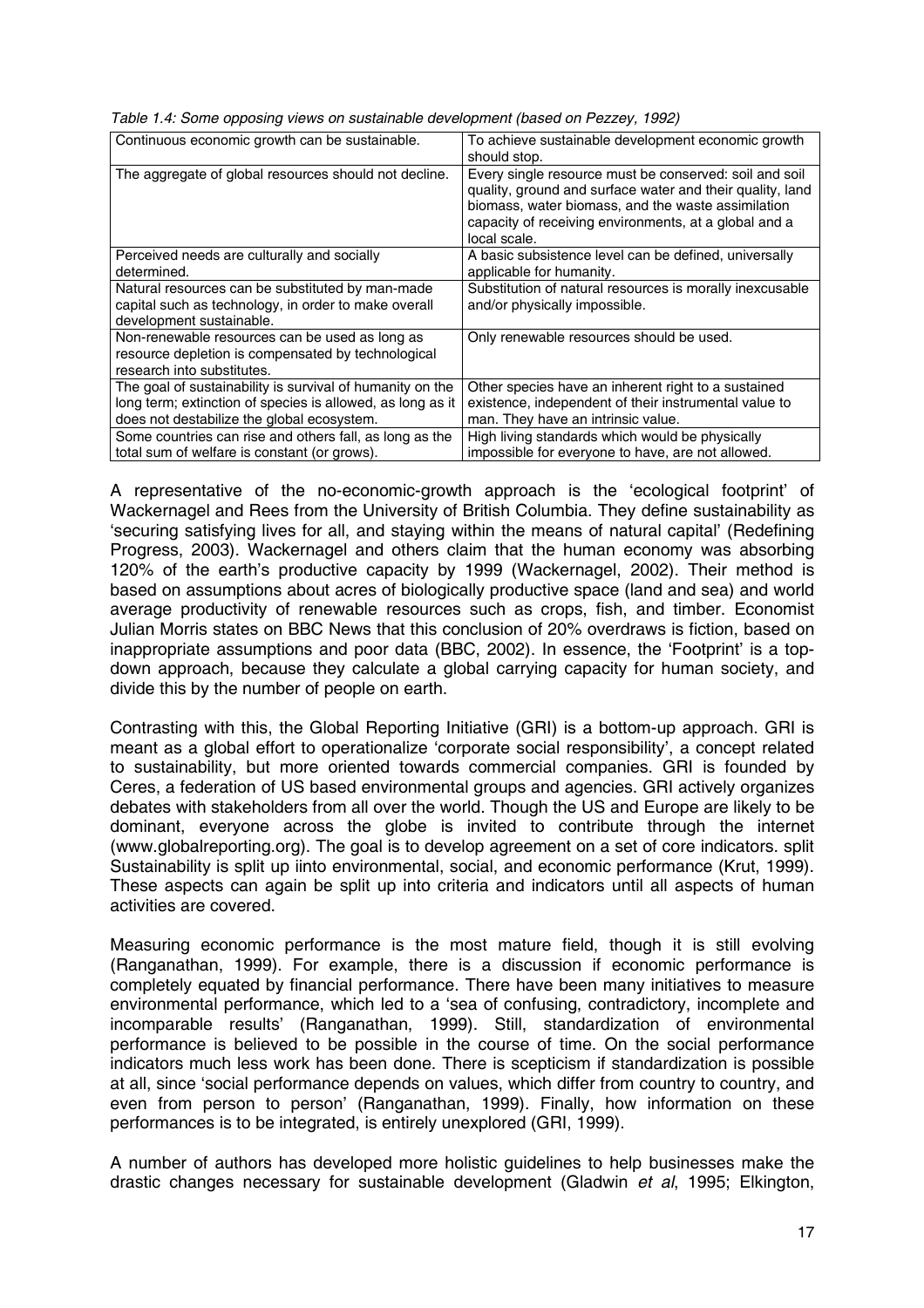*Table 1.4: Some opposing views on sustainable development (based on Pezzey, 1992)*

| Continuous economic growth can be sustainable. | To achieve sustainable development economic growth should stop. |
|---|---|
| The aggregate of global resources should not decline. | Every single resource must be conserved: soil and soil quality, ground and surface water and their quality, land biomass, water biomass, and the waste assimilation capacity of receiving environments, at a global and a local scale. |
| Perceived needs are culturally and socially determined. | A basic subsistence level can be defined, universally applicable for humanity. |
| Natural resources can be substituted by man-made capital such as technology, in order to make overall development sustainable. | Substitution of natural resources is morally inexcusable and/or physically impossible. |
| Non-renewable resources can be used as long as resource depletion is compensated by technological research into substitutes. | Only renewable resources should be used. |
| The goal of sustainability is survival of humanity on the long term; extinction of species is allowed, as long as it does not destabilize the global ecosystem. | Other species have an inherent right to a sustained existence, independent of their instrumental value to man. They have an intrinsic value. |
| Some countries can rise and others fall, as long as the total sum of welfare is constant (or grows). | High living standards which would be physically impossible for everyone to have, are not allowed. |

A representative of the no-economic-growth approach is the 'ecological footprint' of Wackernagel and Rees from the University of British Columbia. They define sustainability as 'securing satisfying lives for all, and staying within the means of natural capital' (Redefining Progress, 2003). Wackernagel and others claim that the human economy was absorbing 120% of the earth's productive capacity by 1999 (Wackernagel, 2002). Their method is based on assumptions about acres of biologically productive space (land and sea) and world average productivity of renewable resources such as crops, fish, and timber. Economist Julian Morris states on BBC News that this conclusion of 20% overdraws is fiction, based on inappropriate assumptions and poor data (BBC, 2002). In essence, the 'Footprint' is a top-down approach, because they calculate a global carrying capacity for human society, and divide this by the number of people on earth.

Contrasting with this, the Global Reporting Initiative (GRI) is a bottom-up approach. GRI is meant as a global effort to operationalize 'corporate social responsibility', a concept related to sustainability, but more oriented towards commercial companies. GRI is founded by Ceres, a federation of US based environmental groups and agencies. GRI actively organizes debates with stakeholders from all over the world. Though the US and Europe are likely to be dominant, everyone across the globe is invited to contribute through the internet (www.globalreporting.org). The goal is to develop agreement on a set of core indicators. split Sustainability is split up iinto environmental, social, and economic performance (Krut, 1999). These aspects can again be split up into criteria and indicators until all aspects of human activities are covered.

Measuring economic performance is the most mature field, though it is still evolving (Ranganathan, 1999). For example, there is a discussion if economic performance is completely equated by financial performance. There have been many initiatives to measure environmental performance, which led to a 'sea of confusing, contradictory, incomplete and incomparable results' (Ranganathan, 1999). Still, standardization of environmental performance is believed to be possible in the course of time. On the social performance indicators much less work has been done. There is scepticism if standardization is possible at all, since 'social performance depends on values, which differ from country to country, and even from person to person' (Ranganathan, 1999). Finally, how information on these performances is to be integrated, is entirely unexplored (GRI, 1999).

A number of authors has developed more holistic guidelines to help businesses make the drastic changes necessary for sustainable development (Gladwin *et al*, 1995; Elkington,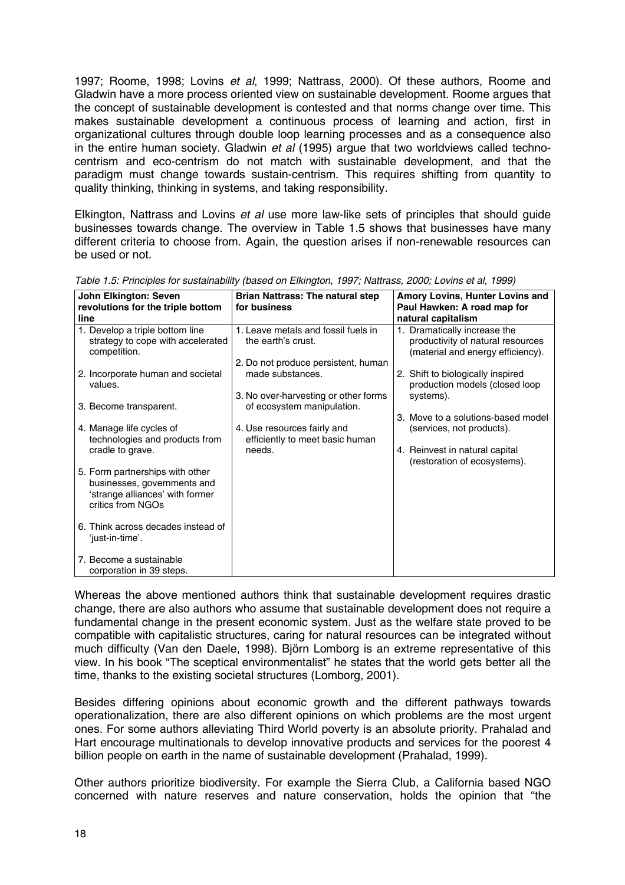1997; Roome, 1998; Lovins *et al*, 1999; Nattrass, 2000). Of these authors, Roome and Gladwin have a more process oriented view on sustainable development. Roome argues that the concept of sustainable development is contested and that norms change over time. This makes sustainable development a continuous process of learning and action, first in organizational cultures through double loop learning processes and as a consequence also in the entire human society. Gladwin *et al* (1995) argue that two worldviews called techno-centrism and eco-centrism do not match with sustainable development, and that the paradigm must change towards sustain-centrism. This requires shifting from quantity to quality thinking, thinking in systems, and taking responsibility.

Elkington, Nattrass and Lovins *et al* use more law-like sets of principles that should guide businesses towards change. The overview in Table 1.5 shows that businesses have many different criteria to choose from. Again, the question arises if non-renewable resources can be used or not.

*Table 1.5: Principles for sustainability (based on Elkington, 1997; Nattrass, 2000; Lovins et al, 1999)*

| **John Elkington: Seven revolutions for the triple bottom line** | **Brian Nattrass: The natural step for business** | **Amory Lovins, Hunter Lovins and Paul Hawken: A road map for natural capitalism** |
|---|---|---|
| 1. Develop a triple bottom line strategy to cope with accelerated competition. | 1. Leave metals and fossil fuels in the earth's crust. | 1. Dramatically increase the productivity of natural resources (material and energy efficiency). |
| 2. Incorporate human and societal values. | 2. Do not produce persistent, human made substances. | 2. Shift to biologically inspired production models (closed loop systems). |
| 3. Become transparent. | 3. No over-harvesting or other forms of ecosystem manipulation. | 3. Move to a solutions-based model (services, not products). |
| 4. Manage life cycles of technologies and products from cradle to grave. | 4. Use resources fairly and efficiently to meet basic human needs. | 4. Reinvest in natural capital (restoration of ecosystems). |
| 5. Form partnerships with other businesses, governments and 'strange alliances' with former critics from NGOs | | |
| 6. Think across decades instead of 'just-in-time'. | | |
| 7. Become a sustainable corporation in 39 steps. | | |

Whereas the above mentioned authors think that sustainable development requires drastic change, there are also authors who assume that sustainable development does not require a fundamental change in the present economic system. Just as the welfare state proved to be compatible with capitalistic structures, caring for natural resources can be integrated without much difficulty (Van den Daele, 1998). Björn Lomborg is an extreme representative of this view. In his book "The sceptical environmentalist" he states that the world gets better all the time, thanks to the existing societal structures (Lomborg, 2001).

Besides differing opinions about economic growth and the different pathways towards operationalization, there are also different opinions on which problems are the most urgent ones. For some authors alleviating Third World poverty is an absolute priority. Prahalad and Hart encourage multinationals to develop innovative products and services for the poorest 4 billion people on earth in the name of sustainable development (Prahalad, 1999).

Other authors prioritize biodiversity. For example the Sierra Club, a California based NGO concerned with nature reserves and nature conservation, holds the opinion that "the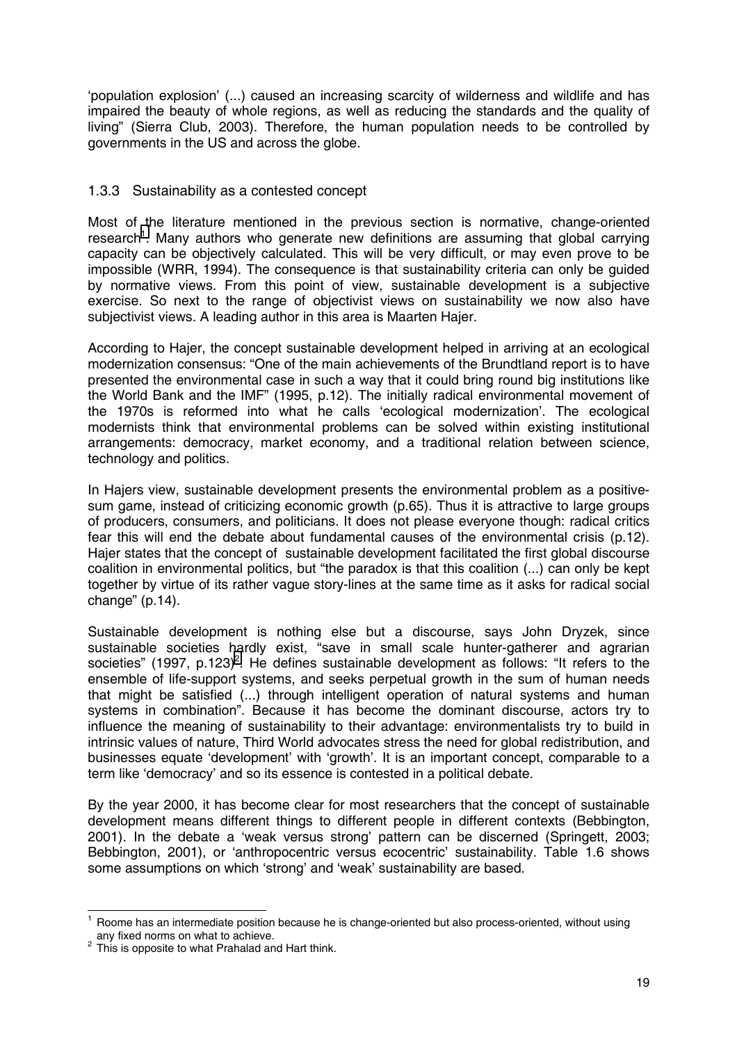‘population explosion’ (...) caused an increasing scarcity of wilderness and wildlife and has impaired the beauty of whole regions, as well as reducing the standards and the quality of living” (Sierra Club, 2003). Therefore, the human population needs to be controlled by governments in the US and across the globe.

### 1.3.3 Sustainability as a contested concept

Most of the literature mentioned in the previous section is normative, change-oriented research[1]. Many authors who generate new definitions are assuming that global carrying capacity can be objectively calculated. This will be very difficult, or may even prove to be impossible (WRR, 1994). The consequence is that sustainability criteria can only be guided by normative views. From this point of view, sustainable development is a subjective exercise. So next to the range of objectivist views on sustainability we now also have subjectivist views. A leading author in this area is Maarten Hajer.

According to Hajer, the concept sustainable development helped in arriving at an ecological modernization consensus: “One of the main achievements of the Brundtland report is to have presented the environmental case in such a way that it could bring round big institutions like the World Bank and the IMF” (1995, p.12). The initially radical environmental movement of the 1970s is reformed into what he calls ‘ecological modernization’. The ecological modernists think that environmental problems can be solved within existing institutional arrangements: democracy, market economy, and a traditional relation between science, technology and politics.

In Hajers view, sustainable development presents the environmental problem as a positive-sum game, instead of criticizing economic growth (p.65). Thus it is attractive to large groups of producers, consumers, and politicians. It does not please everyone though: radical critics fear this will end the debate about fundamental causes of the environmental crisis (p.12). Hajer states that the concept of sustainable development facilitated the first global discourse coalition in environmental politics, but “the paradox is that this coalition (...) can only be kept together by virtue of its rather vague story-lines at the same time as it asks for radical social change” (p.14).

Sustainable development is nothing else but a discourse, says John Dryzek, since sustainable societies hardly exist, “save in small scale hunter-gatherer and agrarian societies” (1997, p.123)[2]. He defines sustainable development as follows: “It refers to the ensemble of life-support systems, and seeks perpetual growth in the sum of human needs that might be satisfied (...) through intelligent operation of natural systems and human systems in combination”. Because it has become the dominant discourse, actors try to influence the meaning of sustainability to their advantage: environmentalists try to build in intrinsic values of nature, Third World advocates stress the need for global redistribution, and businesses equate ‘development’ with ‘growth’. It is an important concept, comparable to a term like ‘democracy’ and so its essence is contested in a political debate.

By the year 2000, it has become clear for most researchers that the concept of sustainable development means different things to different people in different contexts (Bebbington, 2001). In the debate a ‘weak versus strong’ pattern can be discerned (Springett, 2003; Bebbington, 2001), or ‘anthropocentric versus ecocentric’ sustainability. Table 1.6 shows some assumptions on which ‘strong’ and ‘weak’ sustainability are based.

---

[1] Roome has an intermediate position because he is change-oriented but also process-oriented, without using any fixed norms on what to achieve.

[2] This is opposite to what Prahalad and Hart think.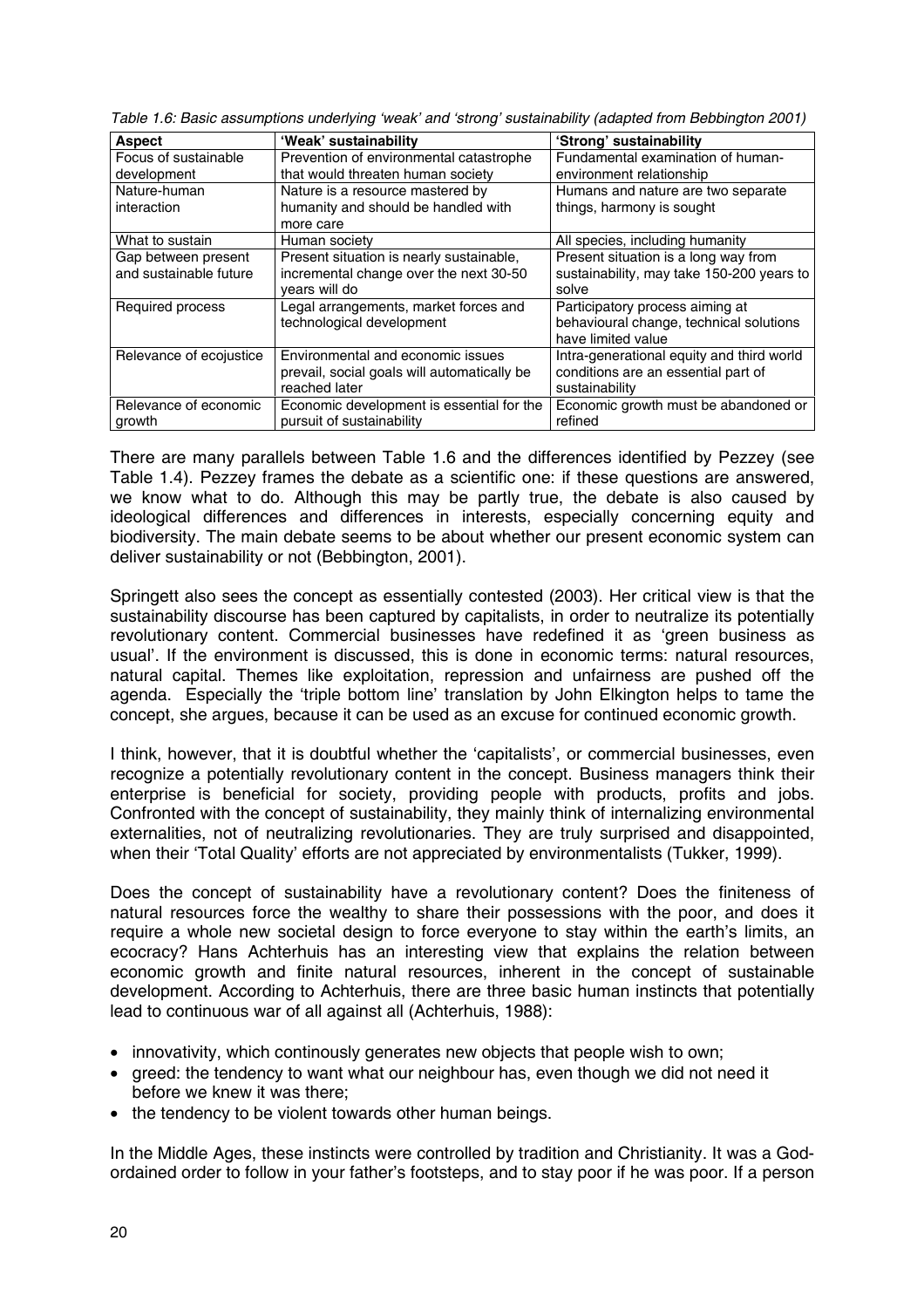*Table 1.6: Basic assumptions underlying 'weak' and 'strong' sustainability (adapted from Bebbington 2001)*

| Aspect | 'Weak' sustainability | 'Strong' sustainability |
| --- | --- | --- |
| Focus of sustainable development | Prevention of environmental catastrophe that would threaten human society | Fundamental examination of human-environment relationship |
| Nature-human interaction | Nature is a resource mastered by humanity and should be handled with more care | Humans and nature are two separate things, harmony is sought |
| What to sustain | Human society | All species, including humanity |
| Gap between present and sustainable future | Present situation is nearly sustainable, incremental change over the next 30-50 years will do | Present situation is a long way from sustainability, may take 150-200 years to solve |
| Required process | Legal arrangements, market forces and technological development | Participatory process aiming at behavioural change, technical solutions have limited value |
| Relevance of ecojustice | Environmental and economic issues prevail, social goals will automatically be reached later | Intra-generational equity and third world conditions are an essential part of sustainability |
| Relevance of economic growth | Economic development is essential for the pursuit of sustainability | Economic growth must be abandoned or refined |

There are many parallels between Table 1.6 and the differences identified by Pezzey (see Table 1.4). Pezzey frames the debate as a scientific one: if these questions are answered, we know what to do. Although this may be partly true, the debate is also caused by ideological differences and differences in interests, especially concerning equity and biodiversity. The main debate seems to be about whether our present economic system can deliver sustainability or not (Bebbington, 2001).

Springett also sees the concept as essentially contested (2003). Her critical view is that the sustainability discourse has been captured by capitalists, in order to neutralize its potentially revolutionary content. Commercial businesses have redefined it as 'green business as usual'. If the environment is discussed, this is done in economic terms: natural resources, natural capital. Themes like exploitation, repression and unfairness are pushed off the agenda. Especially the 'triple bottom line' translation by John Elkington helps to tame the concept, she argues, because it can be used as an excuse for continued economic growth.

I think, however, that it is doubtful whether the 'capitalists', or commercial businesses, even recognize a potentially revolutionary content in the concept. Business managers think their enterprise is beneficial for society, providing people with products, profits and jobs. Confronted with the concept of sustainability, they mainly think of internalizing environmental externalities, not of neutralizing revolutionaries. They are truly surprised and disappointed, when their 'Total Quality' efforts are not appreciated by environmentalists (Tukker, 1999).

Does the concept of sustainability have a revolutionary content? Does the finiteness of natural resources force the wealthy to share their possessions with the poor, and does it require a whole new societal design to force everyone to stay within the earth's limits, an ecocracy? Hans Achterhuis has an interesting view that explains the relation between economic growth and finite natural resources, inherent in the concept of sustainable development. According to Achterhuis, there are three basic human instincts that potentially lead to continuous war of all against all (Achterhuis, 1988):

- innovativity, which continously generates new objects that people wish to own;
- greed: the tendency to want what our neighbour has, even though we did not need it before we knew it was there;
- the tendency to be violent towards other human beings.

In the Middle Ages, these instincts were controlled by tradition and Christianity. It was a God-ordained order to follow in your father's footsteps, and to stay poor if he was poor. If a person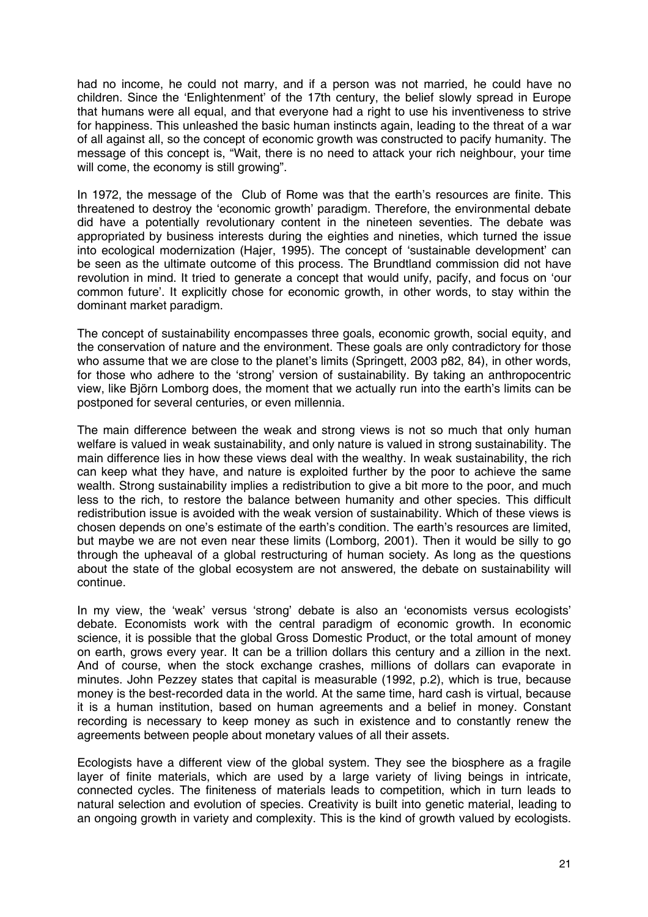had no income, he could not marry, and if a person was not married, he could have no children. Since the 'Enlightenment' of the 17th century, the belief slowly spread in Europe that humans were all equal, and that everyone had a right to use his inventiveness to strive for happiness. This unleashed the basic human instincts again, leading to the threat of a war of all against all, so the concept of economic growth was constructed to pacify humanity. The message of this concept is, "Wait, there is no need to attack your rich neighbour, your time will come, the economy is still growing".

In 1972, the message of the Club of Rome was that the earth's resources are finite. This threatened to destroy the 'economic growth' paradigm. Therefore, the environmental debate did have a potentially revolutionary content in the nineteen seventies. The debate was appropriated by business interests during the eighties and nineties, which turned the issue into ecological modernization (Hajer, 1995). The concept of 'sustainable development' can be seen as the ultimate outcome of this process. The Brundtland commission did not have revolution in mind. It tried to generate a concept that would unify, pacify, and focus on 'our common future'. It explicitly chose for economic growth, in other words, to stay within the dominant market paradigm.

The concept of sustainability encompasses three goals, economic growth, social equity, and the conservation of nature and the environment. These goals are only contradictory for those who assume that we are close to the planet's limits (Springett, 2003 p82, 84), in other words, for those who adhere to the 'strong' version of sustainability. By taking an anthropocentric view, like Björn Lomborg does, the moment that we actually run into the earth's limits can be postponed for several centuries, or even millennia.

The main difference between the weak and strong views is not so much that only human welfare is valued in weak sustainability, and only nature is valued in strong sustainability. The main difference lies in how these views deal with the wealthy. In weak sustainability, the rich can keep what they have, and nature is exploited further by the poor to achieve the same wealth. Strong sustainability implies a redistribution to give a bit more to the poor, and much less to the rich, to restore the balance between humanity and other species. This difficult redistribution issue is avoided with the weak version of sustainability. Which of these views is chosen depends on one's estimate of the earth's condition. The earth's resources are limited, but maybe we are not even near these limits (Lomborg, 2001). Then it would be silly to go through the upheaval of a global restructuring of human society. As long as the questions about the state of the global ecosystem are not answered, the debate on sustainability will continue.

In my view, the 'weak' versus 'strong' debate is also an 'economists versus ecologists' debate. Economists work with the central paradigm of economic growth. In economic science, it is possible that the global Gross Domestic Product, or the total amount of money on earth, grows every year. It can be a trillion dollars this century and a zillion in the next. And of course, when the stock exchange crashes, millions of dollars can evaporate in minutes. John Pezzey states that capital is measurable (1992, p.2), which is true, because money is the best-recorded data in the world. At the same time, hard cash is virtual, because it is a human institution, based on human agreements and a belief in money. Constant recording is necessary to keep money as such in existence and to constantly renew the agreements between people about monetary values of all their assets.

Ecologists have a different view of the global system. They see the biosphere as a fragile layer of finite materials, which are used by a large variety of living beings in intricate, connected cycles. The finiteness of materials leads to competition, which in turn leads to natural selection and evolution of species. Creativity is built into genetic material, leading to an ongoing growth in variety and complexity. This is the kind of growth valued by ecologists.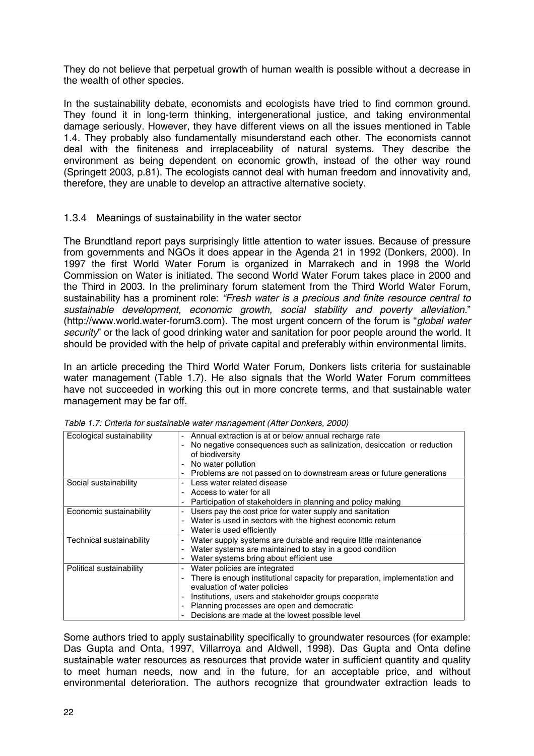They do not believe that perpetual growth of human wealth is possible without a decrease in the wealth of other species.

In the sustainability debate, economists and ecologists have tried to find common ground. They found it in long-term thinking, intergenerational justice, and taking environmental damage seriously. However, they have different views on all the issues mentioned in Table 1.4. They probably also fundamentally misunderstand each other. The economists cannot deal with the finiteness and irreplaceability of natural systems. They describe the environment as being dependent on economic growth, instead of the other way round (Springett 2003, p.81). The ecologists cannot deal with human freedom and innovativity and, therefore, they are unable to develop an attractive alternative society.

### 1.3.4 Meanings of sustainability in the water sector

The Brundtland report pays surprisingly little attention to water issues. Because of pressure from governments and NGOs it does appear in the Agenda 21 in 1992 (Donkers, 2000). In 1997 the first World Water Forum is organized in Marrakech and in 1998 the World Commission on Water is initiated. The second World Water Forum takes place in 2000 and the Third in 2003. In the preliminary forum statement from the Third World Water Forum, sustainability has a prominent role: *"Fresh water is a precious and finite resource central to sustainable development, economic growth, social stability and poverty alleviation.*" (http://www.world.water-forum3.com). The most urgent concern of the forum is "*global water security*" or the lack of good drinking water and sanitation for poor people around the world. It should be provided with the help of private capital and preferably within environmental limits.

In an article preceding the Third World Water Forum, Donkers lists criteria for sustainable water management (Table 1.7). He also signals that the World Water Forum committees have not succeeded in working this out in more concrete terms, and that sustainable water management may be far off.

*Table 1.7: Criteria for sustainable water management (After Donkers, 2000)*

| | |
|---|---|
| Ecological sustainability | - Annual extraction is at or below annual recharge rate<br>- No negative consequences such as salinization, desiccation or reduction of biodiversity<br>- No water pollution<br>- Problems are not passed on to downstream areas or future generations |
| Social sustainability | - Less water related disease<br>- Access to water for all<br>- Participation of stakeholders in planning and policy making |
| Economic sustainability | - Users pay the cost price for water supply and sanitation<br>- Water is used in sectors with the highest economic return<br>- Water is used efficiently |
| Technical sustainability | - Water supply systems are durable and require little maintenance<br>- Water systems are maintained to stay in a good condition<br>- Water systems bring about efficient use |
| Political sustainability | - Water policies are integrated<br>- There is enough institutional capacity for preparation, implementation and evaluation of water policies<br>- Institutions, users and stakeholder groups cooperate<br>- Planning processes are open and democratic<br>- Decisions are made at the lowest possible level |

Some authors tried to apply sustainability specifically to groundwater resources (for example: Das Gupta and Onta, 1997, Villarroya and Aldwell, 1998). Das Gupta and Onta define sustainable water resources as resources that provide water in sufficient quantity and quality to meet human needs, now and in the future, for an acceptable price, and without environmental deterioration. The authors recognize that groundwater extraction leads to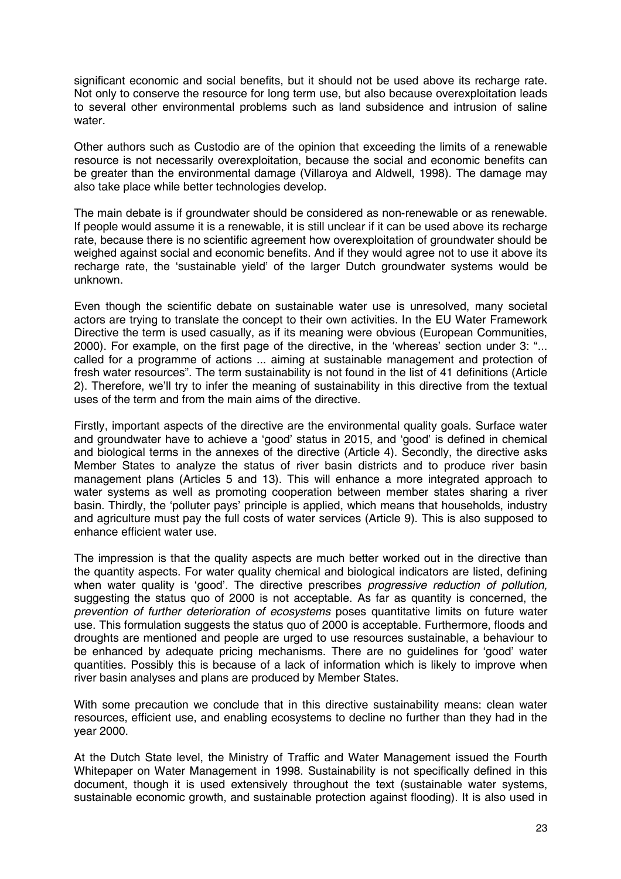significant economic and social benefits, but it should not be used above its recharge rate. Not only to conserve the resource for long term use, but also because overexploitation leads to several other environmental problems such as land subsidence and intrusion of saline water.

Other authors such as Custodio are of the opinion that exceeding the limits of a renewable resource is not necessarily overexploitation, because the social and economic benefits can be greater than the environmental damage (Villaroya and Aldwell, 1998). The damage may also take place while better technologies develop.

The main debate is if groundwater should be considered as non-renewable or as renewable. If people would assume it is a renewable, it is still unclear if it can be used above its recharge rate, because there is no scientific agreement how overexploitation of groundwater should be weighed against social and economic benefits. And if they would agree not to use it above its recharge rate, the 'sustainable yield' of the larger Dutch groundwater systems would be unknown.

Even though the scientific debate on sustainable water use is unresolved, many societal actors are trying to translate the concept to their own activities. In the EU Water Framework Directive the term is used casually, as if its meaning were obvious (European Communities, 2000). For example, on the first page of the directive, in the 'whereas' section under 3: "... called for a programme of actions ... aiming at sustainable management and protection of fresh water resources". The term sustainability is not found in the list of 41 definitions (Article 2). Therefore, we'll try to infer the meaning of sustainability in this directive from the textual uses of the term and from the main aims of the directive.

Firstly, important aspects of the directive are the environmental quality goals. Surface water and groundwater have to achieve a 'good' status in 2015, and 'good' is defined in chemical and biological terms in the annexes of the directive (Article 4). Secondly, the directive asks Member States to analyze the status of river basin districts and to produce river basin management plans (Articles 5 and 13). This will enhance a more integrated approach to water systems as well as promoting cooperation between member states sharing a river basin. Thirdly, the 'polluter pays' principle is applied, which means that households, industry and agriculture must pay the full costs of water services (Article 9). This is also supposed to enhance efficient water use.

The impression is that the quality aspects are much better worked out in the directive than the quantity aspects. For water quality chemical and biological indicators are listed, defining when water quality is 'good'. The directive prescribes *progressive reduction of pollution,* suggesting the status quo of 2000 is not acceptable. As far as quantity is concerned, the *prevention of further deterioration of ecosystems* poses quantitative limits on future water use. This formulation suggests the status quo of 2000 is acceptable. Furthermore, floods and droughts are mentioned and people are urged to use resources sustainable, a behaviour to be enhanced by adequate pricing mechanisms. There are no guidelines for 'good' water quantities. Possibly this is because of a lack of information which is likely to improve when river basin analyses and plans are produced by Member States.

With some precaution we conclude that in this directive sustainability means: clean water resources, efficient use, and enabling ecosystems to decline no further than they had in the year 2000.

At the Dutch State level, the Ministry of Traffic and Water Management issued the Fourth Whitepaper on Water Management in 1998. Sustainability is not specifically defined in this document, though it is used extensively throughout the text (sustainable water systems, sustainable economic growth, and sustainable protection against flooding). It is also used in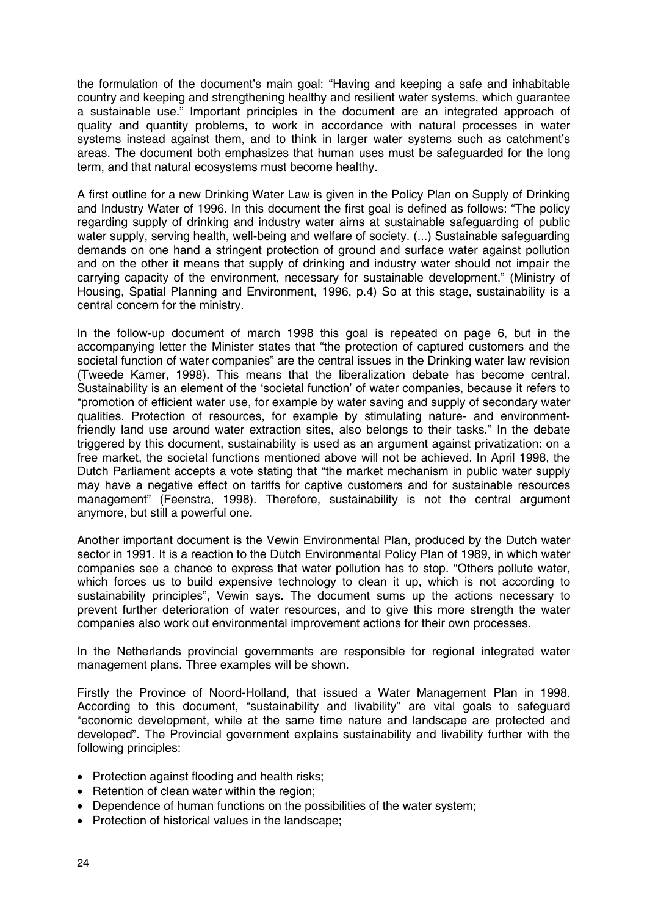the formulation of the document's main goal: "Having and keeping a safe and inhabitable country and keeping and strengthening healthy and resilient water systems, which guarantee a sustainable use." Important principles in the document are an integrated approach of quality and quantity problems, to work in accordance with natural processes in water systems instead against them, and to think in larger water systems such as catchment's areas. The document both emphasizes that human uses must be safeguarded for the long term, and that natural ecosystems must become healthy.

A first outline for a new Drinking Water Law is given in the Policy Plan on Supply of Drinking and Industry Water of 1996. In this document the first goal is defined as follows: "The policy regarding supply of drinking and industry water aims at sustainable safeguarding of public water supply, serving health, well-being and welfare of society. (...) Sustainable safeguarding demands on one hand a stringent protection of ground and surface water against pollution and on the other it means that supply of drinking and industry water should not impair the carrying capacity of the environment, necessary for sustainable development." (Ministry of Housing, Spatial Planning and Environment, 1996, p.4) So at this stage, sustainability is a central concern for the ministry.

In the follow-up document of march 1998 this goal is repeated on page 6, but in the accompanying letter the Minister states that "the protection of captured customers and the societal function of water companies" are the central issues in the Drinking water law revision (Tweede Kamer, 1998). This means that the liberalization debate has become central. Sustainability is an element of the 'societal function' of water companies, because it refers to "promotion of efficient water use, for example by water saving and supply of secondary water qualities. Protection of resources, for example by stimulating nature- and environment-friendly land use around water extraction sites, also belongs to their tasks." In the debate triggered by this document, sustainability is used as an argument against privatization: on a free market, the societal functions mentioned above will not be achieved. In April 1998, the Dutch Parliament accepts a vote stating that "the market mechanism in public water supply may have a negative effect on tariffs for captive customers and for sustainable resources management" (Feenstra, 1998). Therefore, sustainability is not the central argument anymore, but still a powerful one.

Another important document is the Vewin Environmental Plan, produced by the Dutch water sector in 1991. It is a reaction to the Dutch Environmental Policy Plan of 1989, in which water companies see a chance to express that water pollution has to stop. "Others pollute water, which forces us to build expensive technology to clean it up, which is not according to sustainability principles", Vewin says. The document sums up the actions necessary to prevent further deterioration of water resources, and to give this more strength the water companies also work out environmental improvement actions for their own processes.

In the Netherlands provincial governments are responsible for regional integrated water management plans. Three examples will be shown.

Firstly the Province of Noord-Holland, that issued a Water Management Plan in 1998. According to this document, "sustainability and livability" are vital goals to safeguard "economic development, while at the same time nature and landscape are protected and developed". The Provincial government explains sustainability and livability further with the following principles:

- Protection against flooding and health risks;
- Retention of clean water within the region;
- Dependence of human functions on the possibilities of the water system;
- Protection of historical values in the landscape;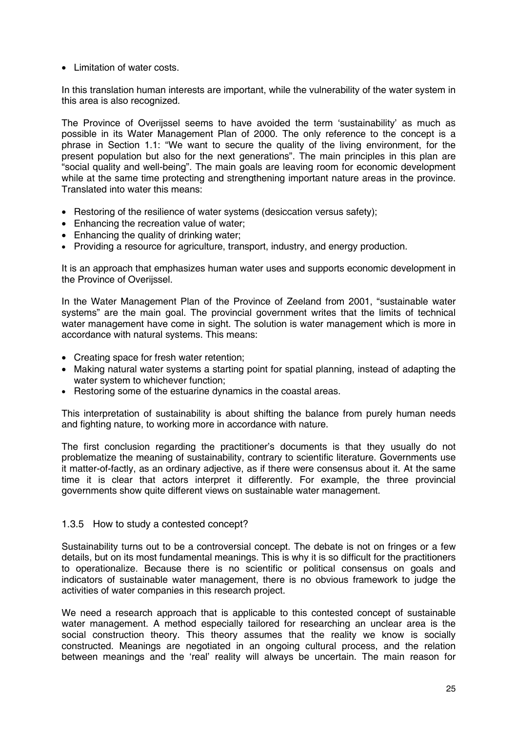- Limitation of water costs.

In this translation human interests are important, while the vulnerability of the water system in this area is also recognized.

The Province of Overijssel seems to have avoided the term 'sustainability' as much as possible in its Water Management Plan of 2000. The only reference to the concept is a phrase in Section 1.1: "We want to secure the quality of the living environment, for the present population but also for the next generations". The main principles in this plan are "social quality and well-being". The main goals are leaving room for economic development while at the same time protecting and strengthening important nature areas in the province. Translated into water this means:

- Restoring of the resilience of water systems (desiccation versus safety);
- Enhancing the recreation value of water;
- Enhancing the quality of drinking water;
- Providing a resource for agriculture, transport, industry, and energy production.

It is an approach that emphasizes human water uses and supports economic development in the Province of Overijssel.

In the Water Management Plan of the Province of Zeeland from 2001, "sustainable water systems" are the main goal. The provincial government writes that the limits of technical water management have come in sight. The solution is water management which is more in accordance with natural systems. This means:

- Creating space for fresh water retention;
- Making natural water systems a starting point for spatial planning, instead of adapting the water system to whichever function;
- Restoring some of the estuarine dynamics in the coastal areas.

This interpretation of sustainability is about shifting the balance from purely human needs and fighting nature, to working more in accordance with nature.

The first conclusion regarding the practitioner's documents is that they usually do not problematize the meaning of sustainability, contrary to scientific literature. Governments use it matter-of-factly, as an ordinary adjective, as if there were consensus about it. At the same time it is clear that actors interpret it differently. For example, the three provincial governments show quite different views on sustainable water management.

### 1.3.5 How to study a contested concept?

Sustainability turns out to be a controversial concept. The debate is not on fringes or a few details, but on its most fundamental meanings. This is why it is so difficult for the practitioners to operationalize. Because there is no scientific or political consensus on goals and indicators of sustainable water management, there is no obvious framework to judge the activities of water companies in this research project.

We need a research approach that is applicable to this contested concept of sustainable water management. A method especially tailored for researching an unclear area is the social construction theory. This theory assumes that the reality we know is socially constructed. Meanings are negotiated in an ongoing cultural process, and the relation between meanings and the 'real' reality will always be uncertain. The main reason for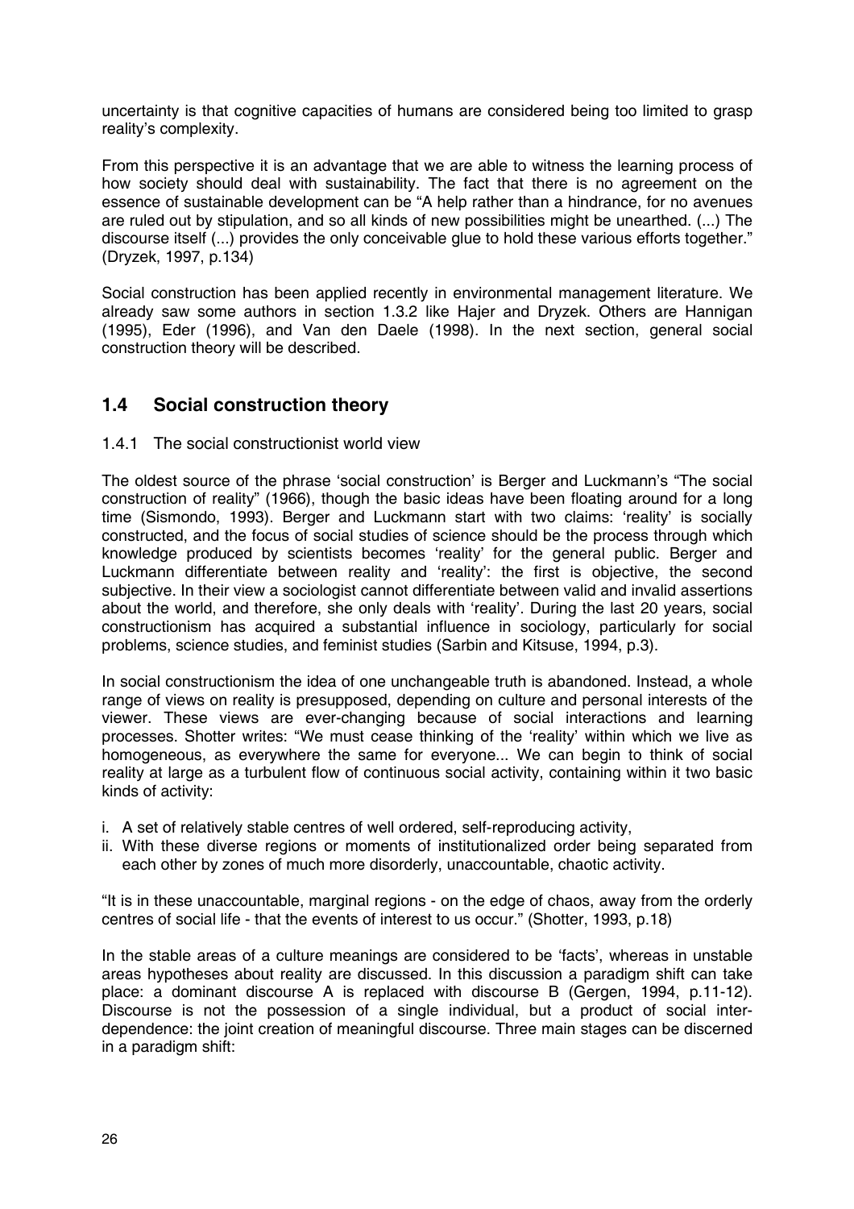uncertainty is that cognitive capacities of humans are considered being too limited to grasp reality's complexity.

From this perspective it is an advantage that we are able to witness the learning process of how society should deal with sustainability. The fact that there is no agreement on the essence of sustainable development can be "A help rather than a hindrance, for no avenues are ruled out by stipulation, and so all kinds of new possibilities might be unearthed. (...) The discourse itself (...) provides the only conceivable glue to hold these various efforts together." (Dryzek, 1997, p.134)

Social construction has been applied recently in environmental management literature. We already saw some authors in section 1.3.2 like Hajer and Dryzek. Others are Hannigan (1995), Eder (1996), and Van den Daele (1998). In the next section, general social construction theory will be described.

## 1.4 Social construction theory

### 1.4.1 The social constructionist world view

The oldest source of the phrase 'social construction' is Berger and Luckmann's "The social construction of reality" (1966), though the basic ideas have been floating around for a long time (Sismondo, 1993). Berger and Luckmann start with two claims: 'reality' is socially constructed, and the focus of social studies of science should be the process through which knowledge produced by scientists becomes 'reality' for the general public. Berger and Luckmann differentiate between reality and 'reality': the first is objective, the second subjective. In their view a sociologist cannot differentiate between valid and invalid assertions about the world, and therefore, she only deals with 'reality'. During the last 20 years, social constructionism has acquired a substantial influence in sociology, particularly for social problems, science studies, and feminist studies (Sarbin and Kitsuse, 1994, p.3).

In social constructionism the idea of one unchangeable truth is abandoned. Instead, a whole range of views on reality is presupposed, depending on culture and personal interests of the viewer. These views are ever-changing because of social interactions and learning processes. Shotter writes: "We must cease thinking of the 'reality' within which we live as homogeneous, as everywhere the same for everyone... We can begin to think of social reality at large as a turbulent flow of continuous social activity, containing within it two basic kinds of activity:

i. A set of relatively stable centres of well ordered, self-reproducing activity,
ii. With these diverse regions or moments of institutionalized order being separated from each other by zones of much more disorderly, unaccountable, chaotic activity.

"It is in these unaccountable, marginal regions - on the edge of chaos, away from the orderly centres of social life - that the events of interest to us occur." (Shotter, 1993, p.18)

In the stable areas of a culture meanings are considered to be 'facts', whereas in unstable areas hypotheses about reality are discussed. In this discussion a paradigm shift can take place: a dominant discourse A is replaced with discourse B (Gergen, 1994, p.11-12). Discourse is not the possession of a single individual, but a product of social inter-dependence: the joint creation of meaningful discourse. Three main stages can be discerned in a paradigm shift: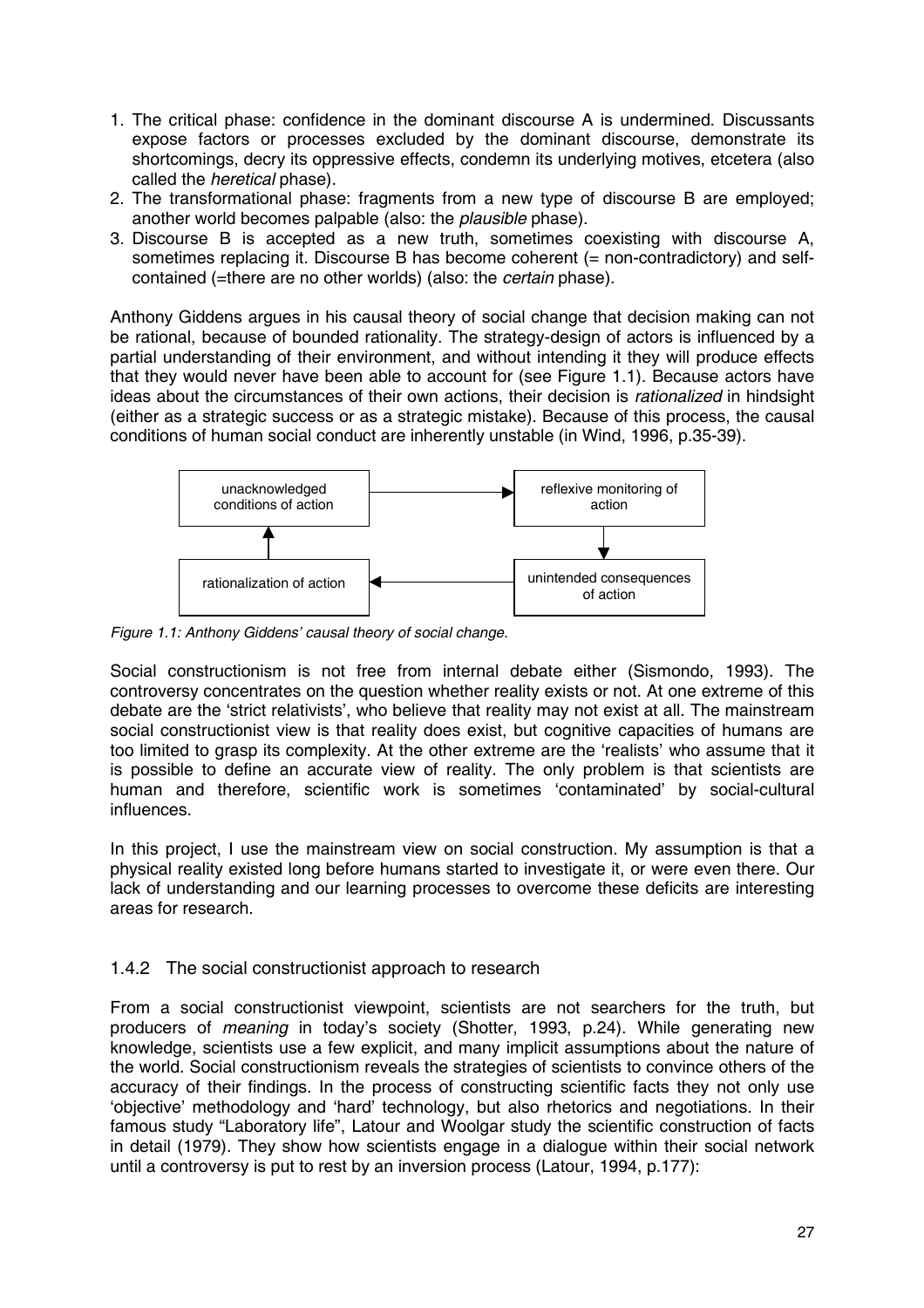1. The critical phase: confidence in the dominant discourse A is undermined. Discussants expose factors or processes excluded by the dominant discourse, demonstrate its shortcomings, decry its oppressive effects, condemn its underlying motives, etcetera (also called the *heretical* phase).
2. The transformational phase: fragments from a new type of discourse B are employed; another world becomes palpable (also: the *plausible* phase).
3. Discourse B is accepted as a new truth, sometimes coexisting with discourse A, sometimes replacing it. Discourse B has become coherent (= non-contradictory) and self-contained (=there are no other worlds) (also: the *certain* phase).

Anthony Giddens argues in his causal theory of social change that decision making can not be rational, because of bounded rationality. The strategy-design of actors is influenced by a partial understanding of their environment, and without intending it they will produce effects that they would never have been able to account for (see Figure 1.1). Because actors have ideas about the circumstances of their own actions, their decision is *rationalized* in hindsight (either as a strategic success or as a strategic mistake). Because of this process, the causal conditions of human social conduct are inherently unstable (in Wind, 1996, p.35-39).

unacknowledged conditions of action → reflexive monitoring of action → unintended consequences of action → rationalization of action → unacknowledged conditions of action

*Figure 1.1: Anthony Giddens' causal theory of social change.*

Social constructionism is not free from internal debate either (Sismondo, 1993). The controversy concentrates on the question whether reality exists or not. At one extreme of this debate are the 'strict relativists', who believe that reality may not exist at all. The mainstream social constructionist view is that reality does exist, but cognitive capacities of humans are too limited to grasp its complexity. At the other extreme are the 'realists' who assume that it is possible to define an accurate view of reality. The only problem is that scientists are human and therefore, scientific work is sometimes 'contaminated' by social-cultural influences.

In this project, I use the mainstream view on social construction. My assumption is that a physical reality existed long before humans started to investigate it, or were even there. Our lack of understanding and our learning processes to overcome these deficits are interesting areas for research.

### 1.4.2 The social constructionist approach to research

From a social constructionist viewpoint, scientists are not searchers for the truth, but producers of *meaning* in today's society (Shotter, 1993, p.24). While generating new knowledge, scientists use a few explicit, and many implicit assumptions about the nature of the world. Social constructionism reveals the strategies of scientists to convince others of the accuracy of their findings. In the process of constructing scientific facts they not only use 'objective' methodology and 'hard' technology, but also rhetorics and negotiations. In their famous study "Laboratory life", Latour and Woolgar study the scientific construction of facts in detail (1979). They show how scientists engage in a dialogue within their social network until a controversy is put to rest by an inversion process (Latour, 1994, p.177):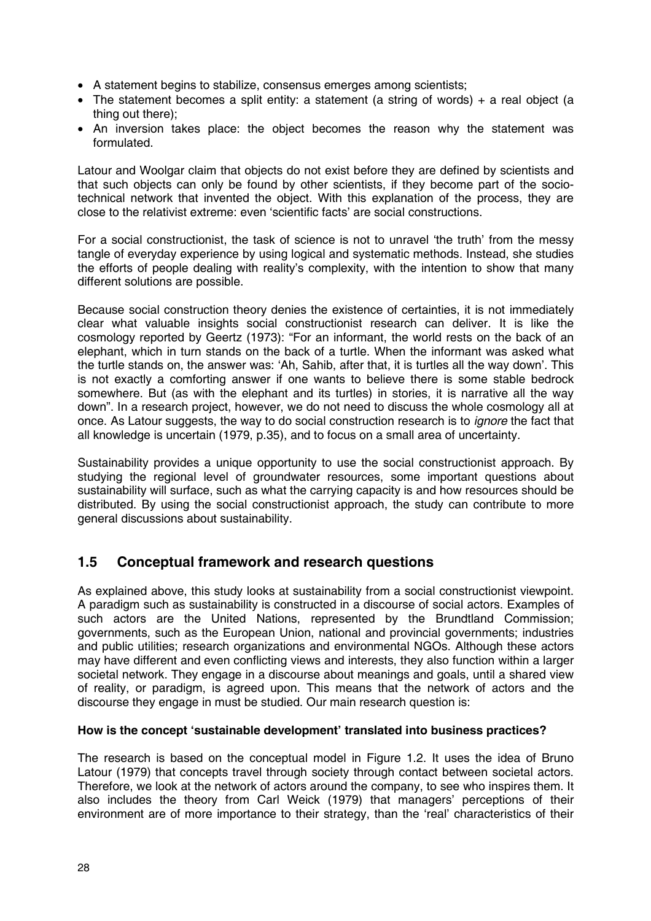- A statement begins to stabilize, consensus emerges among scientists;
- The statement becomes a split entity: a statement (a string of words) + a real object (a thing out there);
- An inversion takes place: the object becomes the reason why the statement was formulated.

Latour and Woolgar claim that objects do not exist before they are defined by scientists and that such objects can only be found by other scientists, if they become part of the socio-technical network that invented the object. With this explanation of the process, they are close to the relativist extreme: even 'scientific facts' are social constructions.

For a social constructionist, the task of science is not to unravel 'the truth' from the messy tangle of everyday experience by using logical and systematic methods. Instead, she studies the efforts of people dealing with reality's complexity, with the intention to show that many different solutions are possible.

Because social construction theory denies the existence of certainties, it is not immediately clear what valuable insights social constructionist research can deliver. It is like the cosmology reported by Geertz (1973): "For an informant, the world rests on the back of an elephant, which in turn stands on the back of a turtle. When the informant was asked what the turtle stands on, the answer was: 'Ah, Sahib, after that, it is turtles all the way down'. This is not exactly a comforting answer if one wants to believe there is some stable bedrock somewhere. But (as with the elephant and its turtles) in stories, it is narrative all the way down". In a research project, however, we do not need to discuss the whole cosmology all at once. As Latour suggests, the way to do social construction research is to *ignore* the fact that all knowledge is uncertain (1979, p.35), and to focus on a small area of uncertainty.

Sustainability provides a unique opportunity to use the social constructionist approach. By studying the regional level of groundwater resources, some important questions about sustainability will surface, such as what the carrying capacity is and how resources should be distributed. By using the social constructionist approach, the study can contribute to more general discussions about sustainability.

## 1.5 Conceptual framework and research questions

As explained above, this study looks at sustainability from a social constructionist viewpoint. A paradigm such as sustainability is constructed in a discourse of social actors. Examples of such actors are the United Nations, represented by the Brundtland Commission; governments, such as the European Union, national and provincial governments; industries and public utilities; research organizations and environmental NGOs. Although these actors may have different and even conflicting views and interests, they also function within a larger societal network. They engage in a discourse about meanings and goals, until a shared view of reality, or paradigm, is agreed upon. This means that the network of actors and the discourse they engage in must be studied. Our main research question is:

**How is the concept 'sustainable development' translated into business practices?**

The research is based on the conceptual model in Figure 1.2. It uses the idea of Bruno Latour (1979) that concepts travel through society through contact between societal actors. Therefore, we look at the network of actors around the company, to see who inspires them. It also includes the theory from Carl Weick (1979) that managers' perceptions of their environment are of more importance to their strategy, than the 'real' characteristics of their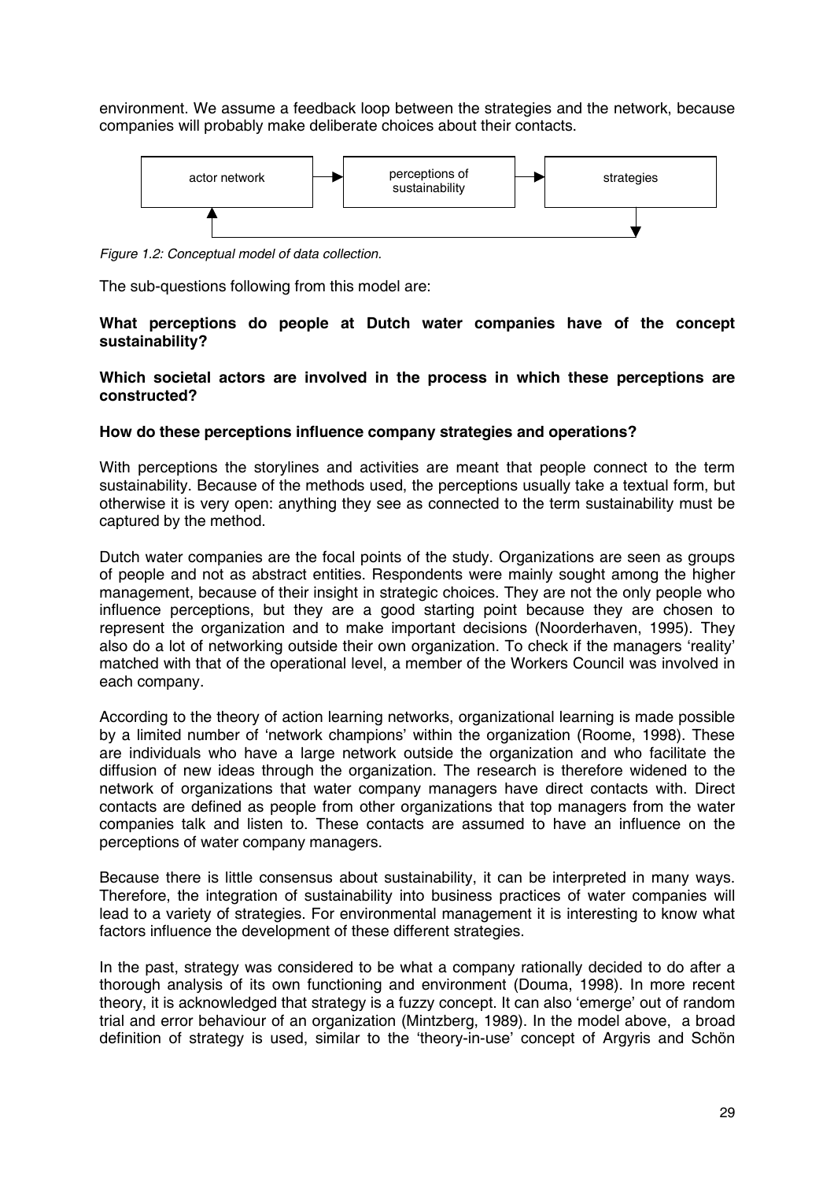environment. We assume a feedback loop between the strategies and the network, because companies will probably make deliberate choices about their contacts.

*Figure 1.2: Conceptual model of data collection.*

The sub-questions following from this model are:

**What perceptions do people at Dutch water companies have of the concept sustainability?**

**Which societal actors are involved in the process in which these perceptions are constructed?**

**How do these perceptions influence company strategies and operations?**

With perceptions the storylines and activities are meant that people connect to the term sustainability. Because of the methods used, the perceptions usually take a textual form, but otherwise it is very open: anything they see as connected to the term sustainability must be captured by the method.

Dutch water companies are the focal points of the study. Organizations are seen as groups of people and not as abstract entities. Respondents were mainly sought among the higher management, because of their insight in strategic choices. They are not the only people who influence perceptions, but they are a good starting point because they are chosen to represent the organization and to make important decisions (Noorderhaven, 1995). They also do a lot of networking outside their own organization. To check if the managers 'reality' matched with that of the operational level, a member of the Workers Council was involved in each company.

According to the theory of action learning networks, organizational learning is made possible by a limited number of 'network champions' within the organization (Roome, 1998). These are individuals who have a large network outside the organization and who facilitate the diffusion of new ideas through the organization. The research is therefore widened to the network of organizations that water company managers have direct contacts with. Direct contacts are defined as people from other organizations that top managers from the water companies talk and listen to. These contacts are assumed to have an influence on the perceptions of water company managers.

Because there is little consensus about sustainability, it can be interpreted in many ways. Therefore, the integration of sustainability into business practices of water companies will lead to a variety of strategies. For environmental management it is interesting to know what factors influence the development of these different strategies.

In the past, strategy was considered to be what a company rationally decided to do after a thorough analysis of its own functioning and environment (Douma, 1998). In more recent theory, it is acknowledged that strategy is a fuzzy concept. It can also 'emerge' out of random trial and error behaviour of an organization (Mintzberg, 1989). In the model above, a broad definition of strategy is used, similar to the 'theory-in-use' concept of Argyris and Schön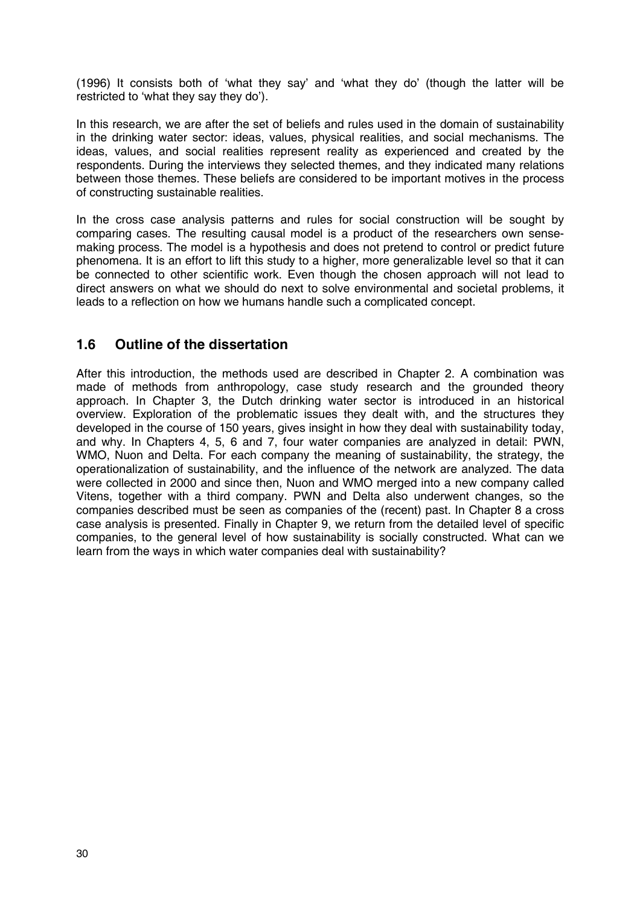(1996) It consists both of 'what they say' and 'what they do' (though the latter will be restricted to 'what they say they do').

In this research, we are after the set of beliefs and rules used in the domain of sustainability in the drinking water sector: ideas, values, physical realities, and social mechanisms. The ideas, values, and social realities represent reality as experienced and created by the respondents. During the interviews they selected themes, and they indicated many relations between those themes. These beliefs are considered to be important motives in the process of constructing sustainable realities.

In the cross case analysis patterns and rules for social construction will be sought by comparing cases. The resulting causal model is a product of the researchers own sense-making process. The model is a hypothesis and does not pretend to control or predict future phenomena. It is an effort to lift this study to a higher, more generalizable level so that it can be connected to other scientific work. Even though the chosen approach will not lead to direct answers on what we should do next to solve environmental and societal problems, it leads to a reflection on how we humans handle such a complicated concept.

## 1.6 Outline of the dissertation

After this introduction, the methods used are described in Chapter 2. A combination was made of methods from anthropology, case study research and the grounded theory approach. In Chapter 3, the Dutch drinking water sector is introduced in an historical overview. Exploration of the problematic issues they dealt with, and the structures they developed in the course of 150 years, gives insight in how they deal with sustainability today, and why. In Chapters 4, 5, 6 and 7, four water companies are analyzed in detail: PWN, WMO, Nuon and Delta. For each company the meaning of sustainability, the strategy, the operationalization of sustainability, and the influence of the network are analyzed. The data were collected in 2000 and since then, Nuon and WMO merged into a new company called Vitens, together with a third company. PWN and Delta also underwent changes, so the companies described must be seen as companies of the (recent) past. In Chapter 8 a cross case analysis is presented. Finally in Chapter 9, we return from the detailed level of specific companies, to the general level of how sustainability is socially constructed. What can we learn from the ways in which water companies deal with sustainability?